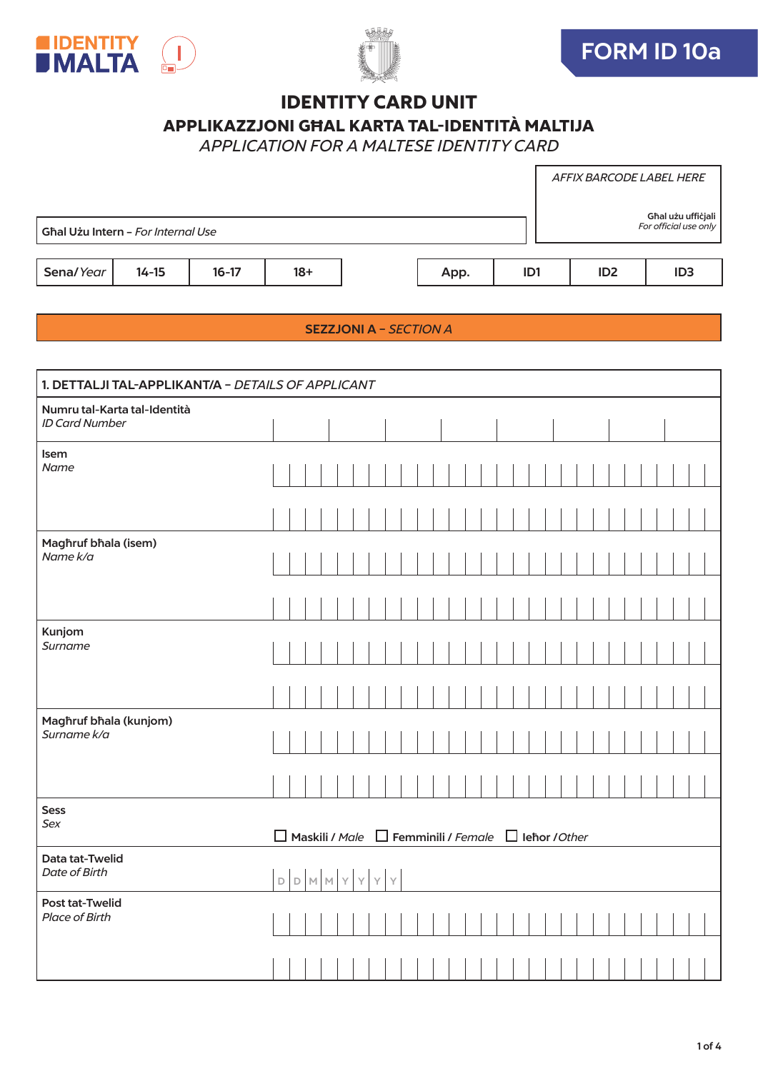IDENTITY MALTA

# FORM ID 10a

## IDENTITY CARD UNIT

## APPLIKAZZJONI GĦAL KARTA TAL-IDENTITÀ MALTIJA

*APPLICATION FOR A MALTESE IDENTITY CARD*

| Għal Użu Intern – *For Internal Use* | *AFFIX BARCODE LABEL HERE* Għal użu uffiċjali *For official use only* |
|---|---|

| Sena/ *Year* | 14-15 | 16-17 | 18+ |
|---|---|---|---|

| App. | ID1 | ID2 | ID3 |
|---|---|---|---|

**SEZZJONI A –** ***SECTION A***

| **1. DETTALJI TAL-APPLIKANT/A –** *DETAILS OF APPLICANT* | |
|---|---|
| Numru tal-Karta tal-Identità *ID Card Number* | |
| Isem *Name* | |
| Magħruf bħala (isem) *Name k/a* | |
| Kunjom *Surname* | |
| Magħruf bħala (kunjom) *Surname k/a* | |
| Sess *Sex* | ☐ Maskili / *Male* ☐ Femminili / *Female* ☐ Ieħor / *Other* |
| Data tat-Twelid *Date of Birth* | D D M M Y Y Y Y |
| Post tat-Twelid *Place of Birth* | |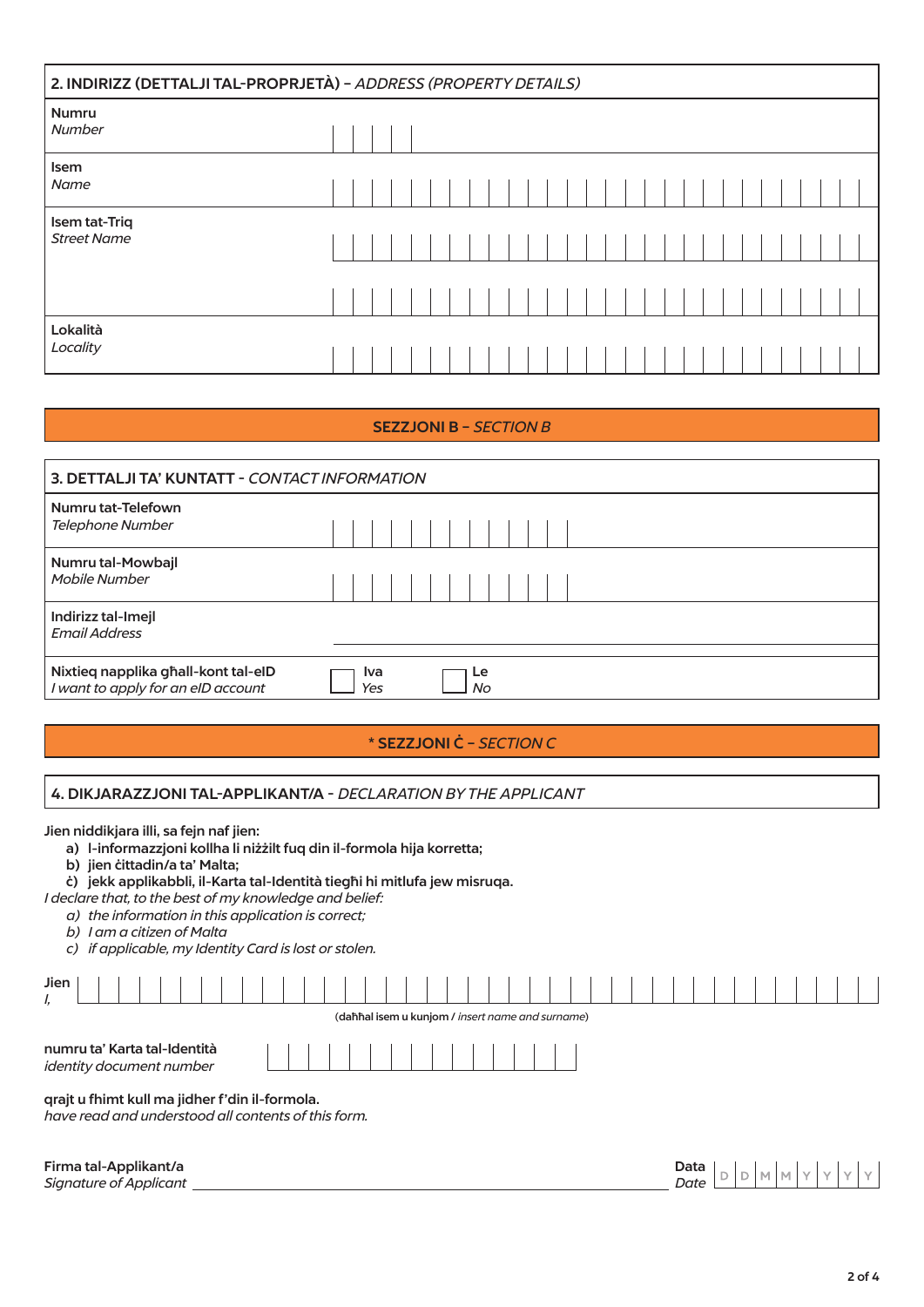## 2. INDIRIZZ (DETTALJI TAL-PROPRJETÀ) – *ADDRESS (PROPERTY DETAILS)*

| | |
|---|---|
| Numru<br>*Number* | |
| Isem<br>*Name* | |
| Isem tat-Triq<br>*Street Name* | |
| | |
| Lokalità<br>*Locality* | |

## SEZZJONI B – *SECTION B*

## 3. DETTALJI TA' KUNTATT - *CONTACT INFORMATION*

| | |
|---|---|
| Numru tat-Telefown<br>*Telephone Number* | |
| Numru tal-Mowbajl<br>*Mobile Number* | |
| Indirizz tal-Imejl<br>*Email Address* | |
| Nixtieq napplika għall-kont tal-eID<br>*I want to apply for an eID account* | ☐ Iva *Yes* ☐ Le *No* |

## * SEZZJONI Ċ – *SECTION C*

## 4. DIKJARAZZJONI TAL-APPLIKANT/A - *DECLARATION BY THE APPLICANT*

**Jien niddikjara illi, sa fejn naf jien:**

**a) l-informazzjoni kollha li niżżilt fuq din il-formola hija korretta;**
**b) jien ċittadin/a ta' Malta;**
**ċ) jekk applikabbli, il-Karta tal-Identità tiegħi hi mitlufa jew misruqa.**

*I declare that, to the best of my knowledge and belief:*

*a) the information in this application is correct;*
*b) I am a citizen of Malta*
*c) if applicable, my Identity Card is lost or stolen.*

Jien
*I,* ________________________________________
(daħħal isem u kunjom / *insert name and surname*)

numru ta' Karta tal-Identità
*identity document number* ____________________

qrajt u fhimt kull ma jidher f'din il-formola.
*have read and understood all contents of this form.*

Firma tal-Applikant/a
*Signature of Applicant* ________________________________________

Data
*Date* D D M M Y Y Y Y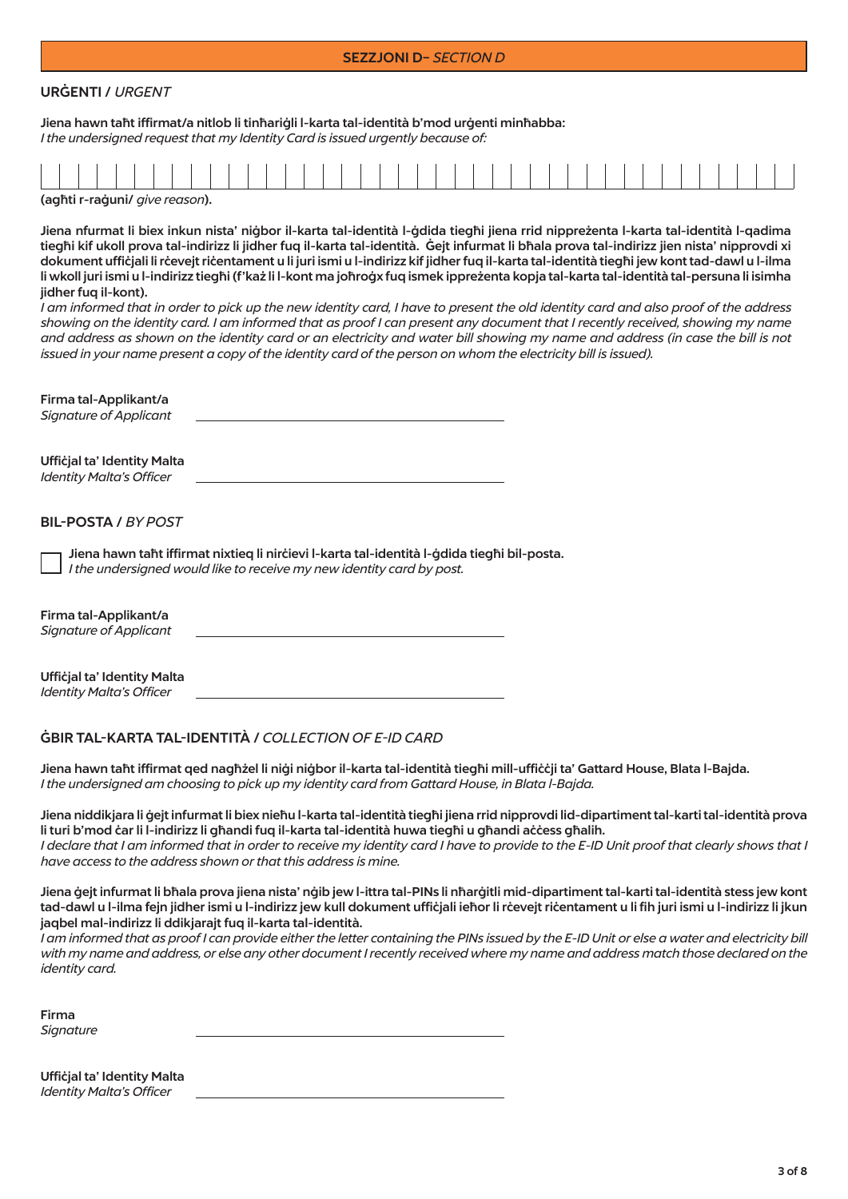## SEZZJONI D– *SECTION D*

### URĠENTI / *URGENT*

**Jiena hawn taħt iffirmat/a nitlob li tinħariġli l-karta tal-identità b'mod urġenti minħabba:**
*I the undersigned request that my Identity Card is issued urgently because of:*

| | | | | | | | | | | | | | | | | | | | | | | | | | | | | | | | | | | | | | | | | | |
|---|---|---|---|---|---|---|---|---|---|---|---|---|---|---|---|---|---|---|---|---|---|---|---|---|---|---|---|---|---|---|---|---|---|---|---|---|---|---|---|---|---|

**(agħti r-raġuni/** *give reason***).**

**Jiena nfurmat li biex inkun nista' niġbor il-karta tal-identità l-ġdida tiegħi jiena rrid nippreżenta l-karta tal-identità l-qadima tiegħi kif ukoll prova tal-indirizz li jidher fuq il-karta tal-identità. Ġejt infurmat li bħala prova tal-indirizz jien nista' nipprovdi xi dokument uffiċjali li rċevejt riċentament u li juri ismi u l-indirizz kif jidher fuq il-karta tal-identità tiegħi jew kont tad-dawl u l-ilma li wkoll juri ismi u l-indirizz tiegħi (f'każ li l-kont ma joħroġx fuq ismek ippreżenta kopja tal-karta tal-identità tal-persuna li isimha jidher fuq il-kont).**
*I am informed that in order to pick up the new identity card, I have to present the old identity card and also proof of the address showing on the identity card. I am informed that as proof I can present any document that I recently received, showing my name and address as shown on the identity card or an electricity and water bill showing my name and address (in case the bill is not issued in your name present a copy of the identity card of the person on whom the electricity bill is issued).*

**Firma tal-Applikant/a**
*Signature of Applicant* \_\_\_\_\_\_\_\_\_\_\_\_\_\_\_\_\_\_\_\_\_\_\_\_\_\_\_\_\_\_

**Uffiċjal ta' Identity Malta**
*Identity Malta's Officer* \_\_\_\_\_\_\_\_\_\_\_\_\_\_\_\_\_\_\_\_\_\_\_\_\_\_\_\_\_\_

### BIL-POSTA / *BY POST*

☐ **Jiena hawn taħt iffirmat nixtieq li nirċievi l-karta tal-identità l-ġdida tiegħi bil-posta.**
*I the undersigned would like to receive my new identity card by post.*

**Firma tal-Applikant/a**
*Signature of Applicant* \_\_\_\_\_\_\_\_\_\_\_\_\_\_\_\_\_\_\_\_\_\_\_\_\_\_\_\_\_\_

**Uffiċjal ta' Identity Malta**
*Identity Malta's Officer* \_\_\_\_\_\_\_\_\_\_\_\_\_\_\_\_\_\_\_\_\_\_\_\_\_\_\_\_\_\_

### ĠBIR TAL-KARTA TAL-IDENTITÀ / *COLLECTION OF E-ID CARD*

**Jiena hawn taħt iffirmat qed nagħżel li niġi niġbor il-karta tal-identità tiegħi mill-uffiċċji ta' Gattard House, Blata l-Bajda.**
*I the undersigned am choosing to pick up my identity card from Gattard House, in Blata l-Bajda.*

**Jiena niddikjara li ġejt infurmat li biex nieħu l-karta tal-identità tiegħi jiena rrid nipprovdi lid-dipartiment tal-karti tal-identità prova li turi b'mod ċar li l-indirizz li għandi fuq il-karta tal-identità huwa tiegħi u għandi aċċess għalih.**
*I declare that I am informed that in order to receive my identity card I have to provide to the E-ID Unit proof that clearly shows that I have access to the address shown or that this address is mine.*

**Jiena ġejt infurmat li bħala prova jiena nista' nġib jew l-ittra tal-PINs li nħarġitli mid-dipartiment tal-karti tal-identità stess jew kont tad-dawl u l-ilma fejn jidher ismi u l-indirizz jew kull dokument uffiċjali ieħor li rċevejt riċentament u li fih juri ismi u l-indirizz li jkun jaqbel mal-indirizz li ddikjarajt fuq il-karta tal-identità.**
*I am informed that as proof I can provide either the letter containing the PINs issued by the E-ID Unit or else a water and electricity bill with my name and address, or else any other document I recently received where my name and address match those declared on the identity card.*

**Firma**
*Signature* \_\_\_\_\_\_\_\_\_\_\_\_\_\_\_\_\_\_\_\_\_\_\_\_\_\_\_\_\_\_

**Uffiċjal ta' Identity Malta**
*Identity Malta's Officer* \_\_\_\_\_\_\_\_\_\_\_\_\_\_\_\_\_\_\_\_\_\_\_\_\_\_\_\_\_\_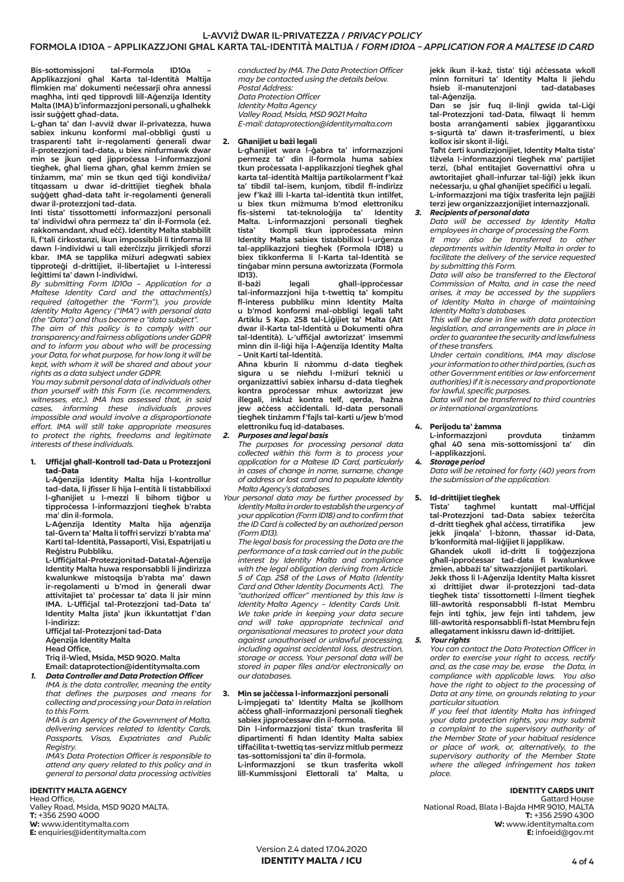# L-AVVIŻ DWAR IL-PRIVATEZZA / *PRIVACY POLICY*

## FORMOLA ID10A – APPLIKAZZJONI GĦAL KARTA TAL-IDENTITÀ MALTIJA / *FORM ID10A – APPLICATION FOR A MALTESE ID CARD*

**Bis-sottomissjoni tal-Formola ID10a – Applikazzjoni għal Karta tal-Identità Maltija flimkien ma' dokumenti neċessarji oħra annessi magħha, inti qed tipprovdi lill-Aġenzija Identity Malta (IMA) b'informazzjoni personali, u għalhekk issir suġġett għad-data.**

**L-għan ta' dan l-avviż dwar il-privatezza, huwa sabiex inkunu konformi mal-obbligi ġusti u trasparenti taħt ir-regolamenti ġenerali dwar il-protezzjoni tad-data, u biex ninfurmawk dwar min se jkun qed jipproċessa l-informazzjoni tiegħek, għal liema għan, għal kemm żmien se tinżamm, ma' min se tkun qed tiġi kondiviża/ titqassam u dwar id-drittijiet tiegħek bħala suġġett għad-data taħt ir-regolamenti ġenerali dwar il-protezzjoni tad-data.**

**Inti tista' tissottometti informazzjoni personali ta' individwi oħra permezz ta' din il-Formola (eż. rakkomandant, xhud eċċ). Identity Malta stabbilit li, f'tali ċirkostanzi, ikun impossibbli li tinforma lil dawn l-individwi u tali eżerċizzju jirrikjedi sforzi kbar. IMA se tapplika miżuri adegwati sabiex tipproteġi d-drittijiet, il-libertajiet u l-interessi leġittimi ta' dawn l-individwi.**

*By submitting Form ID10a – Application for a Maltese Identity Card and the attachment(s) required (altogether the "Form"), you provide Identity Malta Agency ("IMA") with personal data (the "Data") and thus become a "data subject".*

*The aim of this policy is to comply with our transparency and fairness obligations under GDPR and to inform you about who will be processing your Data, for what purpose, for how long it will be kept, with whom it will be shared and about your rights as a data subject under GDPR.*

*You may submit personal data of individuals other than yourself with this Form (i.e. recommenders, witnesses, etc.). IMA has assessed that, in said cases, informing these individuals proves impossible and would involve a disproportionate effort. IMA will still take appropriate measures to protect the rights, freedoms and legitimate interests of these individuals.*

**1. Uffiċjal għall-Kontroll tad-Data u Protezzjoni tad-Data**

**L-Aġenzija Identity Malta hija l-kontrollur tad-data, li jfisser li hija l-entità li tistabbilixxi l-għanijiet u l-mezzi li bihom tiġbor u tipproċessa l-informazzjoni tiegħek b'rabta ma' din il-formola.**

**L-Aġenzija Identity Malta hija aġenzija tal-Gvern ta' Malta li toffri servizzi b'rabta ma' Karti tal-Identità, Passaporti, Visi, Espatrijati u Reġistru Pubbliku.**

**L-Uffiċjal tal-Protezzjoni tad-Data tal-Aġenzija Identity Malta huwa responsabbli li jindirizza kwalunkwe mistoqsija b'rabta ma' dawn ir-regolamenti u b'mod in ġenerali dwar attivitajiet ta' proċessar ta' data li jsir minn IMA. L-Uffiċjal tal-Protezzjoni tad-Data ta' Identity Malta jista' jkun ikkuntattjat f'dan l-indirizz:**

**Uffiċjal tal-Protezzjoni tad-Data**
**Aġenzija Identity Malta**
**Head Office,**
**Triq il-Wied, Msida, MSD 9020. Malta**
**Email: dataprotection@identitymalta.com**

***1. Data Controller and Data Protection Officer***

*IMA is the data controller, meaning the entity that defines the purposes and means for collecting and processing your Data in relation to this Form.*

*IMA is an Agency of the Government of Malta, delivering services related to Identity Cards, Passports, Visas, Expatriates and Public Registry.*

*IMA's Data Protection Officer is responsible to attend any query related to this policy and in general to personal data processing activities conducted by IMA. The Data Protection Officer may be contacted using the details below.*

*Postal Address:*
*Data Protection Officer*
*Identity Malta Agency*
*Valley Road, Msida, MSD 9021 Malta*
*E-mail: dataprotection@identitymalta.com*

**2. Għanijiet u bażi legali**

**L-għanijiet wara l-ġabra ta' informazzjoni permezz ta' din il-formola huma sabiex tkun proċessata l-applikazzjoni tiegħek għal karta tal-identità Maltija partikolarment f'każ ta' tibdil tal-isem, kunjom, tibdil fl-indirizz jew f'każ illi l-karta tal-identità tkun intilfet, u biex tkun miżmuma b'mod elettroniku fis-sistemi tat-teknoloġija ta' Identity Malta. L-informazzjoni personali tiegħek tista' tkompli tkun ipproċessata minn Identity Malta sabiex tistabbilixxi l-urġenza tal-applikazzjoni tiegħek (Formola ID18) u biex tikkonferma li l-Karta tal-Identità se tinġabar minn persuna awtorizzata (Formola ID13).**

**Il-bażi legali għall-ipproċessar tal-informazzjoni hija t-twettiq ta' kompitu fl-interess pubbliku minn Identity Malta u b'mod konformi mal-obbligu legali taħt Artiklu 5 Kap. 258 tal-Liġijiet ta' Malta (Att dwar il-Karta tal-Identità u Dokumenti oħra tal-Identità). L-'uffiċjal awtorizzat' imsemmi minn din il-liġi hija l-Aġenzija Identity Malta – Unit Karti tal-Identità.**

**Aħna kburin li nżommu d-data tiegħek sigura u se nieħdu l-miżuri tekniċi u organizzattivi sabiex inħarsu d-data tiegħek kontra pproċessar mhux awtorizzat jew illegali, inkluż kontra telf, qerda, ħażna jew aċċess aċċidentali. Id-data personali tiegħek tinżamm f'fajls tal-karti u/jew b'mod elettroniku fuq id-databases.**

***2. Purposes and legal basis***

*The purposes for processing personal data collected within this form is to process your application for a Maltese ID Card, particularly in cases of change in name, surname, change of address or lost card and to populate Identity Malta Agency's databases.*

*Your personal data may be further processed by Identity Malta in order to establish the urgency of your application (Form ID18) and to confirm that the ID Card is collected by an authorized person (Form ID13).*

*The legal basis for processing the Data are the performance of a task carried out in the public interest by Identity Malta and compliance with the legal obligation deriving from Article 5 of Cap. 258 of the Laws of Malta (Identity Card and Other Identity Documents Act). The "authorized officer" mentioned by this law is Identity Malta Agency – Identity Cards Unit.*

*We take pride in keeping your data secure and will take appropriate technical and organisational measures to protect your data against unauthorised or unlawful processing, including against accidental loss, destruction, storage or access. Your personal data will be stored in paper files and/or electronically on our databases.*

**3. Min se jaċċessa l-informazzjoni personali**

**L-impjegati ta' Identity Malta se jkollhom aċċess għall-informazzjoni personali tiegħek sabiex jipproċessaw din il-formola.**

**Din l-informazzjoni tista' tkun trasferita lil dipartimenti fi ħdan Identity Malta sabiex tiffaċilita t-twettiq tas-servizz mitlub permezz tas-sottomissjoni ta' din il-formola.**

**L-informazzjoni se tkun trasferita wkoll lill-Kummissjoni Elettorali ta' Malta, u jekk ikun il-każ, tista' tiġi aċċessata wkoll minn fornituri ta' Identity Malta li jieħdu ħsieb il-manutenzjoni tad-databases tal-Aġenzija.**

**Dan se jsir fuq il-linji gwida tal-Liġi tal-Protezzjoni tad-Data, filwaqt li hemm bosta arranġamenti sabiex jiggarantixxu s-sigurtà ta' dawn it-trasferimenti, u biex kollox isir skont il-liġi.**

**Taħt ċerti kundizzjonijiet, Identity Malta tista' tiżvela l-informazzjoni tiegħek ma' partijiet terzi, (bħal entitajiet Governattivi oħra u awtoritajiet għall-infurzar tal-liġi) jekk ikun neċessarju, u għal għanijiet speċifiċi u legali.**

**L-informazzjoni ma tiġix trasferita lejn pajjiżi terzi jew organizzazzjonijiet internazzjonali.**

***3. Recipients of personal data***

*Data will be accessed by Identity Malta employees in charge of processing the Form.*

*It may also be transferred to other departments within Identity Malta in order to facilitate the delivery of the service requested by submitting this Form.*

*Data will also be transferred to the Electoral Commission of Malta, and in case the need arises, it may be accessed by the suppliers of Identity Malta in charge of maintaining Identity Malta's databases.*

*This will be done in line with data protection legislation, and arrangements are in place in order to guarantee the security and lawfulness of these transfers.*

*Under certain conditions, IMA may disclose your information to other third parties, (such as other Government entities or law enforcement authorities) if it is necessary and proportionate for lawful, specific purposes.*

*Data will not be transferred to third countries or international organizations.*

**4. Perijodu ta' żamma**

**L-informazzjoni provduta tinżamm għal 40 sena mis-sottomissjoni ta' din l-applikazzjoni.**

***4. Storage period***

*Data will be retained for forty (40) years from the submission of the application.*

**5. Id-drittijiet tiegħek**

**Tista' tagħmel kuntatt mal-Uffiċjal tal-Protezzjoni tad-Data sabiex teżerċita d-dritt tiegħek għal aċċess, tirratifika jew jekk jinqala' l-bżonn, tħassar id-Data, b'konformità mal-liġijiet li japplikaw.**

**Għandek ukoll id-dritt li toġġezzjona għall-ipproċessar tad-data fi kwalunkwe żmien, abbażi ta' sitwazzjonijiet partikolari.**

**Jekk tħoss li l-Aġenzija Identity Malta kissret xi drittijiet dwar il-protezzjoni tad-data tiegħek tista' tissottometti l-ilment tiegħek lill-awtorità responsabbli fl-Istat Membru fejn inti tgħix, jew fejn inti taħdem, jew lill-awtorità responsabbli fl-Istat Membru fejn allegatament inkissru dawn id-drittijiet.**

***5. Your rights***

*You can contact the Data Protection Officer in order to exercise your right to access, rectify and, as the case may be, erase the Data, in compliance with applicable laws. You also have the right to object to the processing of Data at any time, on grounds relating to your particular situation.*

*If you feel that Identity Malta has infringed your data protection rights, you may submit a complaint to the supervisory authority of the Member State of your habitual residence or place of work, or, alternatively, to the supervisory authority of the Member State where the alleged infringement has taken place.*

**IDENTITY MALTA AGENCY**
Head Office,
Valley Road, Msida, MSD 9020 MALTA.
**T:** +356 2590 4000
**W:** www.identitymalta.com
**E:** enquiries@identitymalta.com

**IDENTITY CARDS UNIT**
Gattard House
National Road, Blata l-Bajda HMR 9010, MALTA
**T:** +356 2590 4300
**W:** www.identitymalta.com
**E:** infoeid@gov.mt

Version 2.4 dated 17.04.2020
**IDENTITY MALTA / ICU**